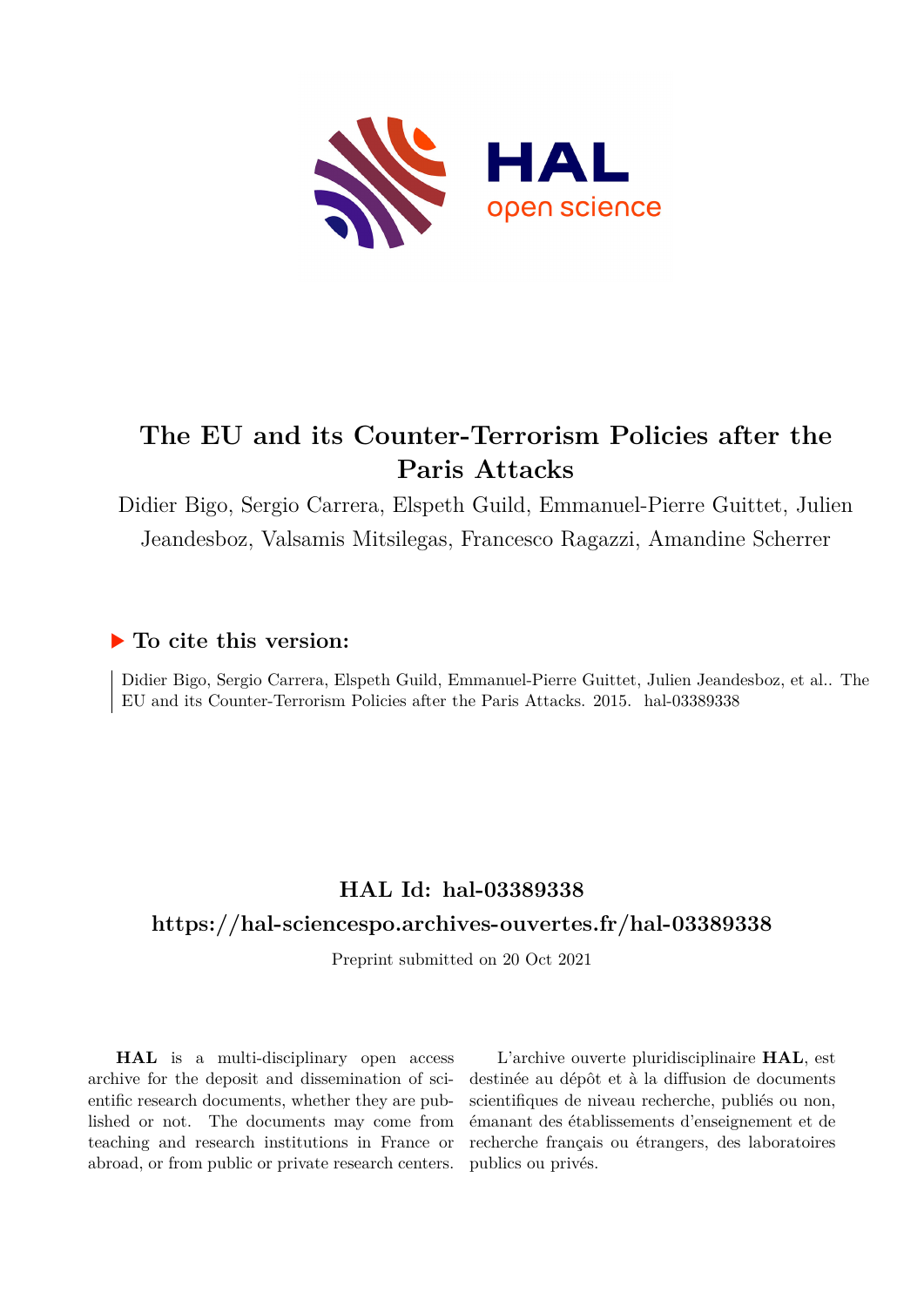# The EU and its Counter-Terrorism Policies after the Paris Attacks

Didier Bigo, Sergio Carrera, Elspeth Guild, Emmanuel-Pierre Guittet, Julien Jeandesboz, Valsamis Mitsilegas, Francesco Ragazzi, Amandine Scherrer

## ▶ To cite this version:

Didier Bigo, Sergio Carrera, Elspeth Guild, Emmanuel-Pierre Guittet, Julien Jeandesboz, et al.. The EU and its Counter-Terrorism Policies after the Paris Attacks. 2015. hal-03389338

## HAL Id: hal-03389338

## https://hal-sciencespo.archives-ouvertes.fr/hal-03389338

Preprint submitted on 20 Oct 2021

**HAL** is a multi-disciplinary open access archive for the deposit and dissemination of scientific research documents, whether they are published or not. The documents may come from teaching and research institutions in France or abroad, or from public or private research centers.

L'archive ouverte pluridisciplinaire **HAL**, est destinée au dépôt et à la diffusion de documents scientifiques de niveau recherche, publiés ou non, émanant des établissements d'enseignement et de recherche français ou étrangers, des laboratoires publics ou privés.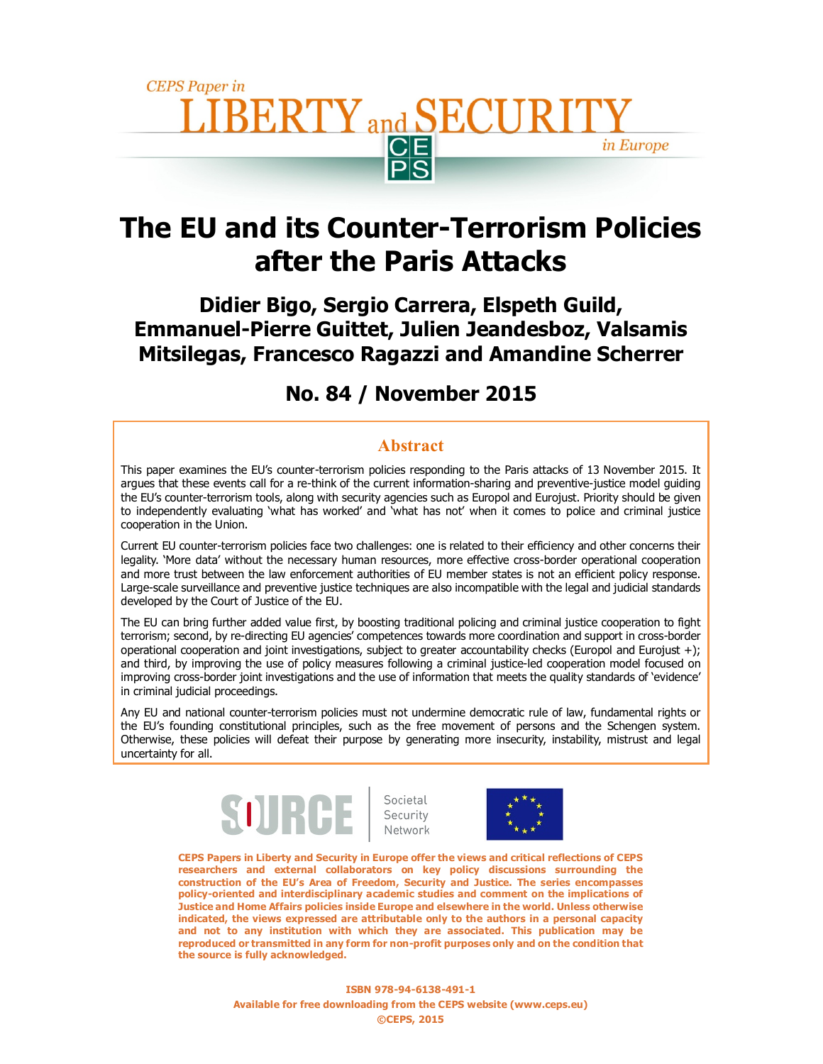CEPS Paper in

# LIBERTY and SECURITY in Europe

# The EU and its Counter-Terrorism Policies after the Paris Attacks

## Didier Bigo, Sergio Carrera, Elspeth Guild, Emmanuel-Pierre Guittet, Julien Jeandesboz, Valsamis Mitsilegas, Francesco Ragazzi and Amandine Scherrer

## No. 84 / November 2015

### Abstract

This paper examines the EU's counter-terrorism policies responding to the Paris attacks of 13 November 2015. It argues that these events call for a re-think of the current information-sharing and preventive-justice model guiding the EU's counter-terrorism tools, along with security agencies such as Europol and Eurojust. Priority should be given to independently evaluating 'what has worked' and 'what has not' when it comes to police and criminal justice cooperation in the Union.

Current EU counter-terrorism policies face two challenges: one is related to their efficiency and other concerns their legality. 'More data' without the necessary human resources, more effective cross-border operational cooperation and more trust between the law enforcement authorities of EU member states is not an efficient policy response. Large-scale surveillance and preventive justice techniques are also incompatible with the legal and judicial standards developed by the Court of Justice of the EU.

The EU can bring further added value first, by boosting traditional policing and criminal justice cooperation to fight terrorism; second, by re-directing EU agencies' competences towards more coordination and support in cross-border operational cooperation and joint investigations, subject to greater accountability checks (Europol and Eurojust +); and third, by improving the use of policy measures following a criminal justice-led cooperation model focused on improving cross-border joint investigations and the use of information that meets the quality standards of 'evidence' in criminal judicial proceedings.

Any EU and national counter-terrorism policies must not undermine democratic rule of law, fundamental rights or the EU's founding constitutional principles, such as the free movement of persons and the Schengen system. Otherwise, these policies will defeat their purpose by generating more insecurity, instability, mistrust and legal uncertainty for all.

SOURCE Societal Security Network

**CEPS Papers in Liberty and Security in Europe offer the views and critical reflections of CEPS researchers and external collaborators on key policy discussions surrounding the construction of the EU's Area of Freedom, Security and Justice. The series encompasses policy-oriented and interdisciplinary academic studies and comment on the implications of Justice and Home Affairs policies inside Europe and elsewhere in the world. Unless otherwise indicated, the views expressed are attributable only to the authors in a personal capacity and not to any institution with which they are associated. This publication may be reproduced or transmitted in any form for non-profit purposes only and on the condition that the source is fully acknowledged.**

**ISBN 978-94-6138-491-1**
**Available for free downloading from the CEPS website (www.ceps.eu)**
**©CEPS, 2015**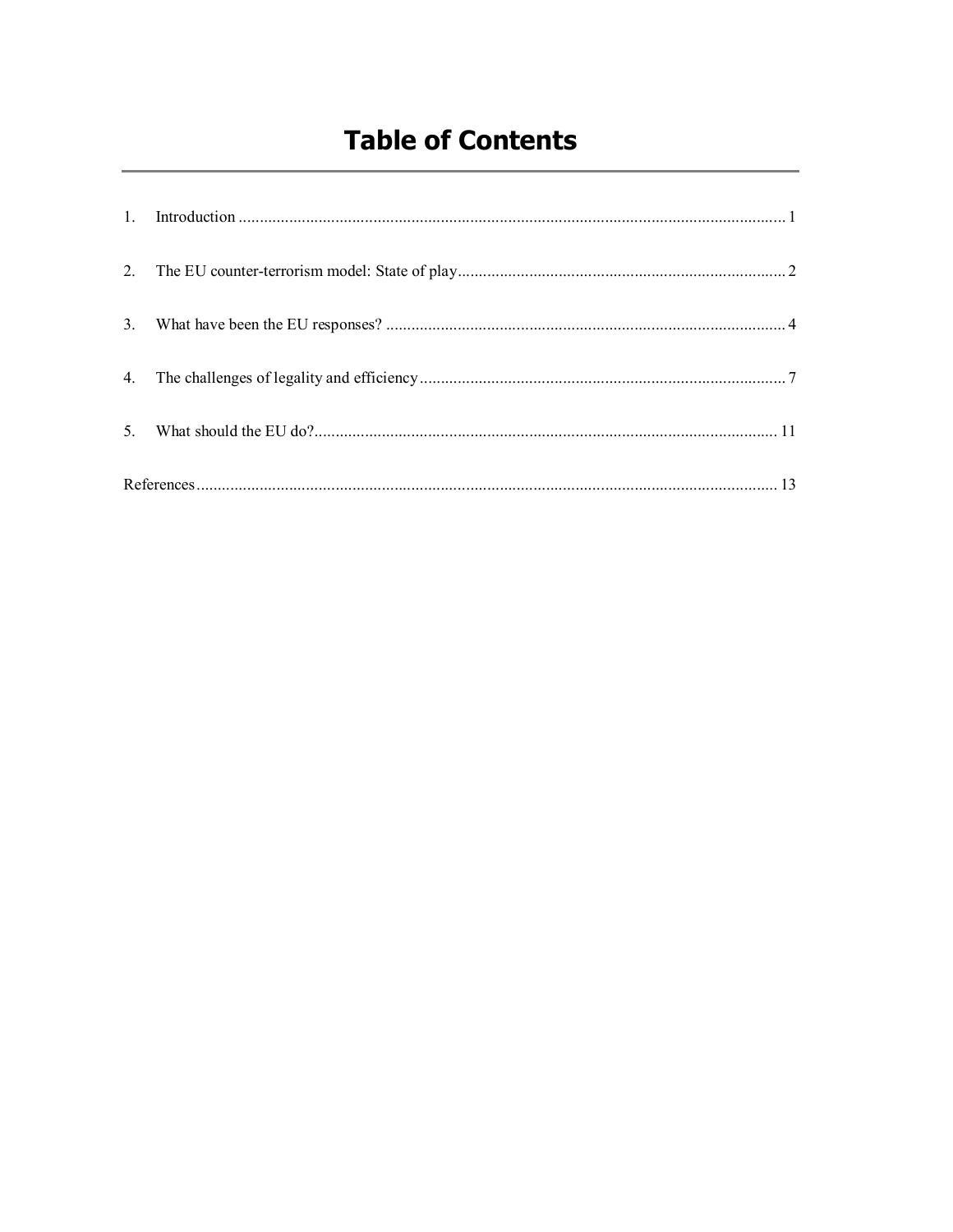# Table of Contents

1. Introduction ..................................................................................................................................... 1

2. The EU counter-terrorism model: State of play ............................................................................. 2

3. What have been the EU responses? .............................................................................................. 4

4. The challenges of legality and efficiency ...................................................................................... 7

5. What should the EU do? ............................................................................................................. 11

References ........................................................................................................................................ 13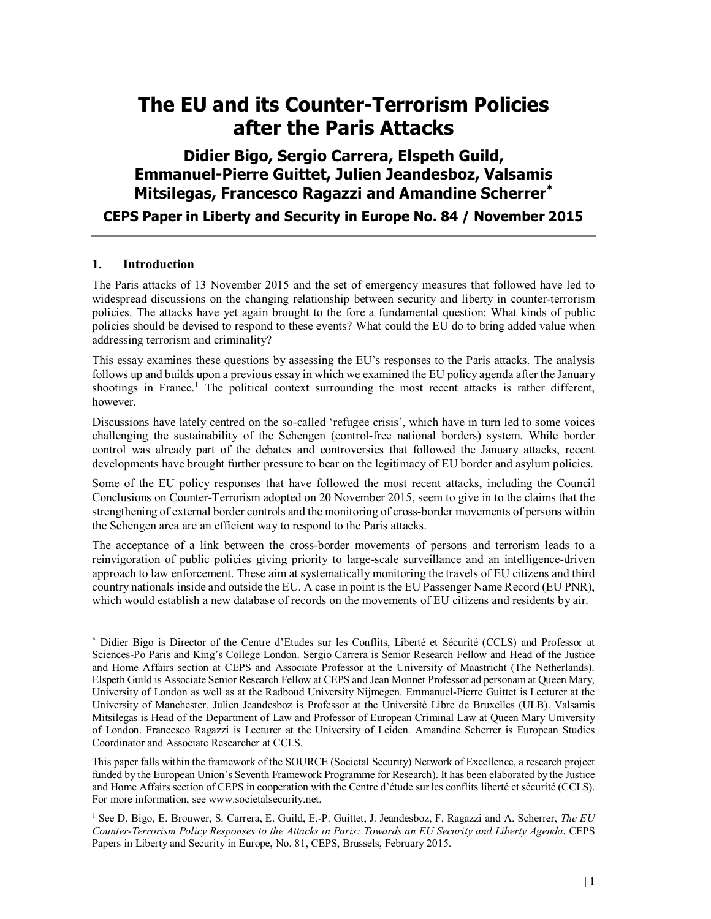# The EU and its Counter-Terrorism Policies after the Paris Attacks

## Didier Bigo, Sergio Carrera, Elspeth Guild, Emmanuel-Pierre Guittet, Julien Jeandesboz, Valsamis Mitsilegas, Francesco Ragazzi and Amandine Scherrer*

**CEPS Paper in Liberty and Security in Europe No. 84 / November 2015**

## 1. Introduction

The Paris attacks of 13 November 2015 and the set of emergency measures that followed have led to widespread discussions on the changing relationship between security and liberty in counter-terrorism policies. The attacks have yet again brought to the fore a fundamental question: What kinds of public policies should be devised to respond to these events? What could the EU do to bring added value when addressing terrorism and criminality?

This essay examines these questions by assessing the EU's responses to the Paris attacks. The analysis follows up and builds upon a previous essay in which we examined the EU policy agenda after the January shootings in France.[1] The political context surrounding the most recent attacks is rather different, however.

Discussions have lately centred on the so-called 'refugee crisis', which have in turn led to some voices challenging the sustainability of the Schengen (control-free national borders) system. While border control was already part of the debates and controversies that followed the January attacks, recent developments have brought further pressure to bear on the legitimacy of EU border and asylum policies.

Some of the EU policy responses that have followed the most recent attacks, including the Council Conclusions on Counter-Terrorism adopted on 20 November 2015, seem to give in to the claims that the strengthening of external border controls and the monitoring of cross-border movements of persons within the Schengen area are an efficient way to respond to the Paris attacks.

The acceptance of a link between the cross-border movements of persons and terrorism leads to a reinvigoration of public policies giving priority to large-scale surveillance and an intelligence-driven approach to law enforcement. These aim at systematically monitoring the travels of EU citizens and third country nationals inside and outside the EU. A case in point is the EU Passenger Name Record (EU PNR), which would establish a new database of records on the movements of EU citizens and residents by air.

---

* Didier Bigo is Director of the Centre d'Etudes sur les Conflits, Liberté et Sécurité (CCLS) and Professor at Sciences-Po Paris and King's College London. Sergio Carrera is Senior Research Fellow and Head of the Justice and Home Affairs section at CEPS and Associate Professor at the University of Maastricht (The Netherlands). Elspeth Guild is Associate Senior Research Fellow at CEPS and Jean Monnet Professor ad personam at Queen Mary, University of London as well as at the Radboud University Nijmegen. Emmanuel-Pierre Guittet is Lecturer at the University of Manchester. Julien Jeandesboz is Professor at the Université Libre de Bruxelles (ULB). Valsamis Mitsilegas is Head of the Department of Law and Professor of European Criminal Law at Queen Mary University of London. Francesco Ragazzi is Lecturer at the University of Leiden. Amandine Scherrer is European Studies Coordinator and Associate Researcher at CCLS.

This paper falls within the framework of the SOURCE (Societal Security) Network of Excellence, a research project funded by the European Union's Seventh Framework Programme for Research). It has been elaborated by the Justice and Home Affairs section of CEPS in cooperation with the Centre d'étude sur les conflits liberté et sécurité (CCLS). For more information, see www.societalsecurity.net.

[1] See D. Bigo, E. Brouwer, S. Carrera, E. Guild, E.-P. Guittet, J. Jeandesboz, F. Ragazzi and A. Scherrer, *The EU Counter-Terrorism Policy Responses to the Attacks in Paris: Towards an EU Security and Liberty Agenda*, CEPS Papers in Liberty and Security in Europe, No. 81, CEPS, Brussels, February 2015.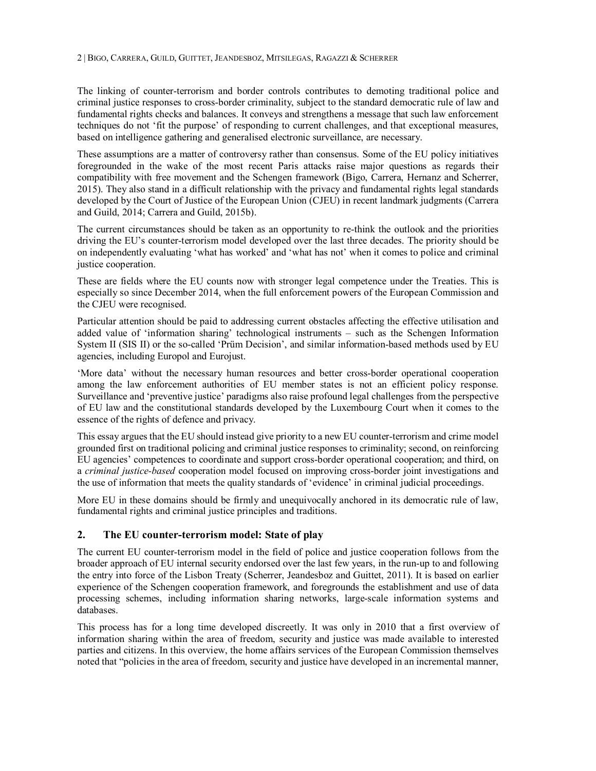The linking of counter-terrorism and border controls contributes to demoting traditional police and criminal justice responses to cross-border criminality, subject to the standard democratic rule of law and fundamental rights checks and balances. It conveys and strengthens a message that such law enforcement techniques do not 'fit the purpose' of responding to current challenges, and that exceptional measures, based on intelligence gathering and generalised electronic surveillance, are necessary.

These assumptions are a matter of controversy rather than consensus. Some of the EU policy initiatives foregrounded in the wake of the most recent Paris attacks raise major questions as regards their compatibility with free movement and the Schengen framework (Bigo, Carrera, Hernanz and Scherrer, 2015). They also stand in a difficult relationship with the privacy and fundamental rights legal standards developed by the Court of Justice of the European Union (CJEU) in recent landmark judgments (Carrera and Guild, 2014; Carrera and Guild, 2015b).

The current circumstances should be taken as an opportunity to re-think the outlook and the priorities driving the EU's counter-terrorism model developed over the last three decades. The priority should be on independently evaluating 'what has worked' and 'what has not' when it comes to police and criminal justice cooperation.

These are fields where the EU counts now with stronger legal competence under the Treaties. This is especially so since December 2014, when the full enforcement powers of the European Commission and the CJEU were recognised.

Particular attention should be paid to addressing current obstacles affecting the effective utilisation and added value of 'information sharing' technological instruments – such as the Schengen Information System II (SIS II) or the so-called 'Prüm Decision', and similar information-based methods used by EU agencies, including Europol and Eurojust.

'More data' without the necessary human resources and better cross-border operational cooperation among the law enforcement authorities of EU member states is not an efficient policy response. Surveillance and 'preventive justice' paradigms also raise profound legal challenges from the perspective of EU law and the constitutional standards developed by the Luxembourg Court when it comes to the essence of the rights of defence and privacy.

This essay argues that the EU should instead give priority to a new EU counter-terrorism and crime model grounded first on traditional policing and criminal justice responses to criminality; second, on reinforcing EU agencies' competences to coordinate and support cross-border operational cooperation; and third, on a *criminal justice-based* cooperation model focused on improving cross-border joint investigations and the use of information that meets the quality standards of 'evidence' in criminal judicial proceedings.

More EU in these domains should be firmly and unequivocally anchored in its democratic rule of law, fundamental rights and criminal justice principles and traditions.

## 2. The EU counter-terrorism model: State of play

The current EU counter-terrorism model in the field of police and justice cooperation follows from the broader approach of EU internal security endorsed over the last few years, in the run-up to and following the entry into force of the Lisbon Treaty (Scherrer, Jeandesboz and Guittet, 2011). It is based on earlier experience of the Schengen cooperation framework, and foregrounds the establishment and use of data processing schemes, including information sharing networks, large-scale information systems and databases.

This process has for a long time developed discreetly. It was only in 2010 that a first overview of information sharing within the area of freedom, security and justice was made available to interested parties and citizens. In this overview, the home affairs services of the European Commission themselves noted that "policies in the area of freedom, security and justice have developed in an incremental manner,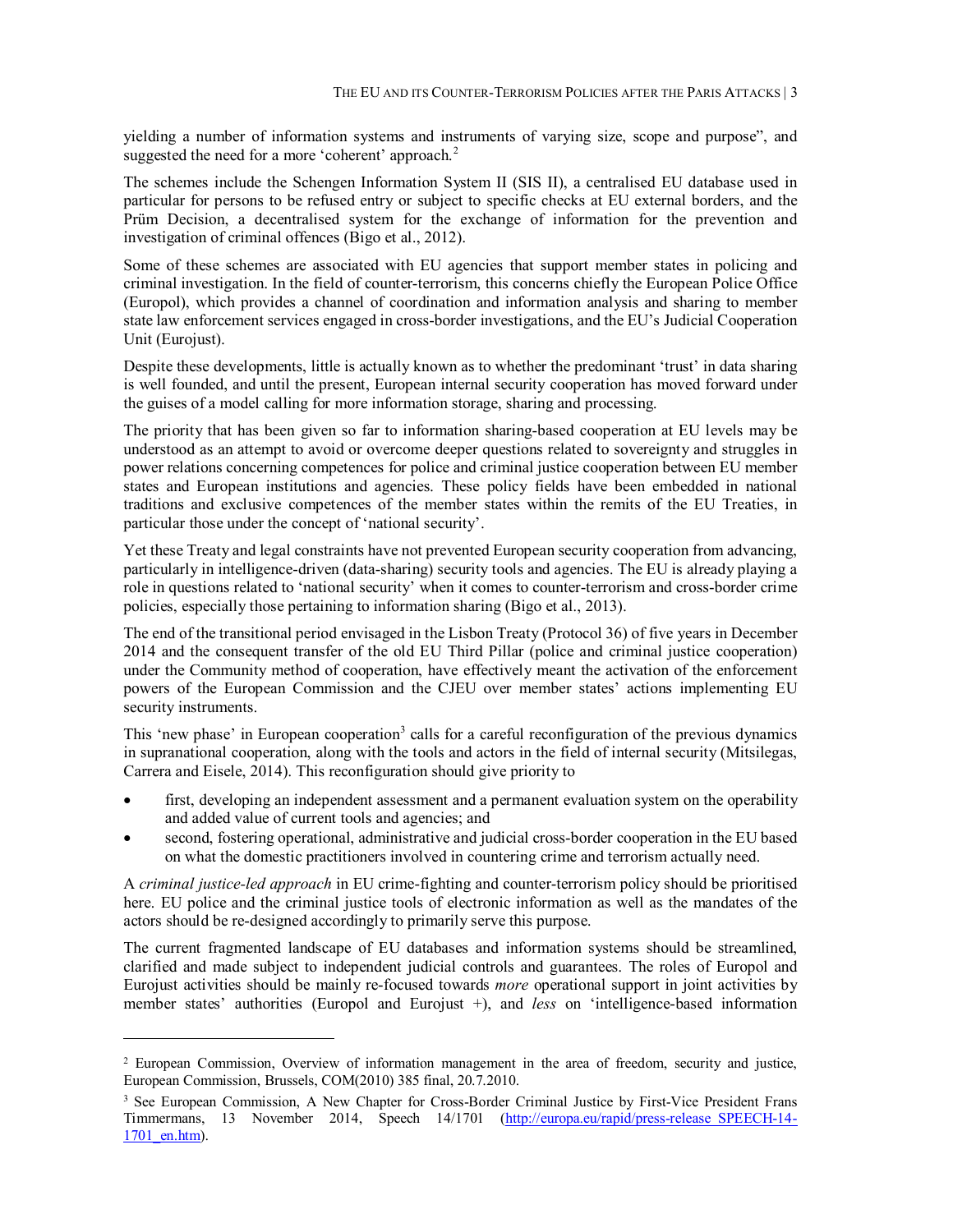yielding a number of information systems and instruments of varying size, scope and purpose", and suggested the need for a more 'coherent' approach.[2]

The schemes include the Schengen Information System II (SIS II), a centralised EU database used in particular for persons to be refused entry or subject to specific checks at EU external borders, and the Prüm Decision, a decentralised system for the exchange of information for the prevention and investigation of criminal offences (Bigo et al., 2012).

Some of these schemes are associated with EU agencies that support member states in policing and criminal investigation. In the field of counter-terrorism, this concerns chiefly the European Police Office (Europol), which provides a channel of coordination and information analysis and sharing to member state law enforcement services engaged in cross-border investigations, and the EU's Judicial Cooperation Unit (Eurojust).

Despite these developments, little is actually known as to whether the predominant 'trust' in data sharing is well founded, and until the present, European internal security cooperation has moved forward under the guises of a model calling for more information storage, sharing and processing.

The priority that has been given so far to information sharing-based cooperation at EU levels may be understood as an attempt to avoid or overcome deeper questions related to sovereignty and struggles in power relations concerning competences for police and criminal justice cooperation between EU member states and European institutions and agencies. These policy fields have been embedded in national traditions and exclusive competences of the member states within the remits of the EU Treaties, in particular those under the concept of 'national security'.

Yet these Treaty and legal constraints have not prevented European security cooperation from advancing, particularly in intelligence-driven (data-sharing) security tools and agencies. The EU is already playing a role in questions related to 'national security' when it comes to counter-terrorism and cross-border crime policies, especially those pertaining to information sharing (Bigo et al., 2013).

The end of the transitional period envisaged in the Lisbon Treaty (Protocol 36) of five years in December 2014 and the consequent transfer of the old EU Third Pillar (police and criminal justice cooperation) under the Community method of cooperation, have effectively meant the activation of the enforcement powers of the European Commission and the CJEU over member states' actions implementing EU security instruments.

This 'new phase' in European cooperation[3] calls for a careful reconfiguration of the previous dynamics in supranational cooperation, along with the tools and actors in the field of internal security (Mitsilegas, Carrera and Eisele, 2014). This reconfiguration should give priority to

- first, developing an independent assessment and a permanent evaluation system on the operability and added value of current tools and agencies; and
- second, fostering operational, administrative and judicial cross-border cooperation in the EU based on what the domestic practitioners involved in countering crime and terrorism actually need.

A *criminal justice-led approach* in EU crime-fighting and counter-terrorism policy should be prioritised here. EU police and the criminal justice tools of electronic information as well as the mandates of the actors should be re-designed accordingly to primarily serve this purpose.

The current fragmented landscape of EU databases and information systems should be streamlined, clarified and made subject to independent judicial controls and guarantees. The roles of Europol and Eurojust activities should be mainly re-focused towards *more* operational support in joint activities by member states' authorities (Europol and Eurojust +), and *less* on 'intelligence-based information

---

[2] European Commission, Overview of information management in the area of freedom, security and justice, European Commission, Brussels, COM(2010) 385 final, 20.7.2010.

[3] See European Commission, A New Chapter for Cross-Border Criminal Justice by First-Vice President Frans Timmermans, 13 November 2014, Speech 14/1701 (http://europa.eu/rapid/press-release_SPEECH-14-1701_en.htm).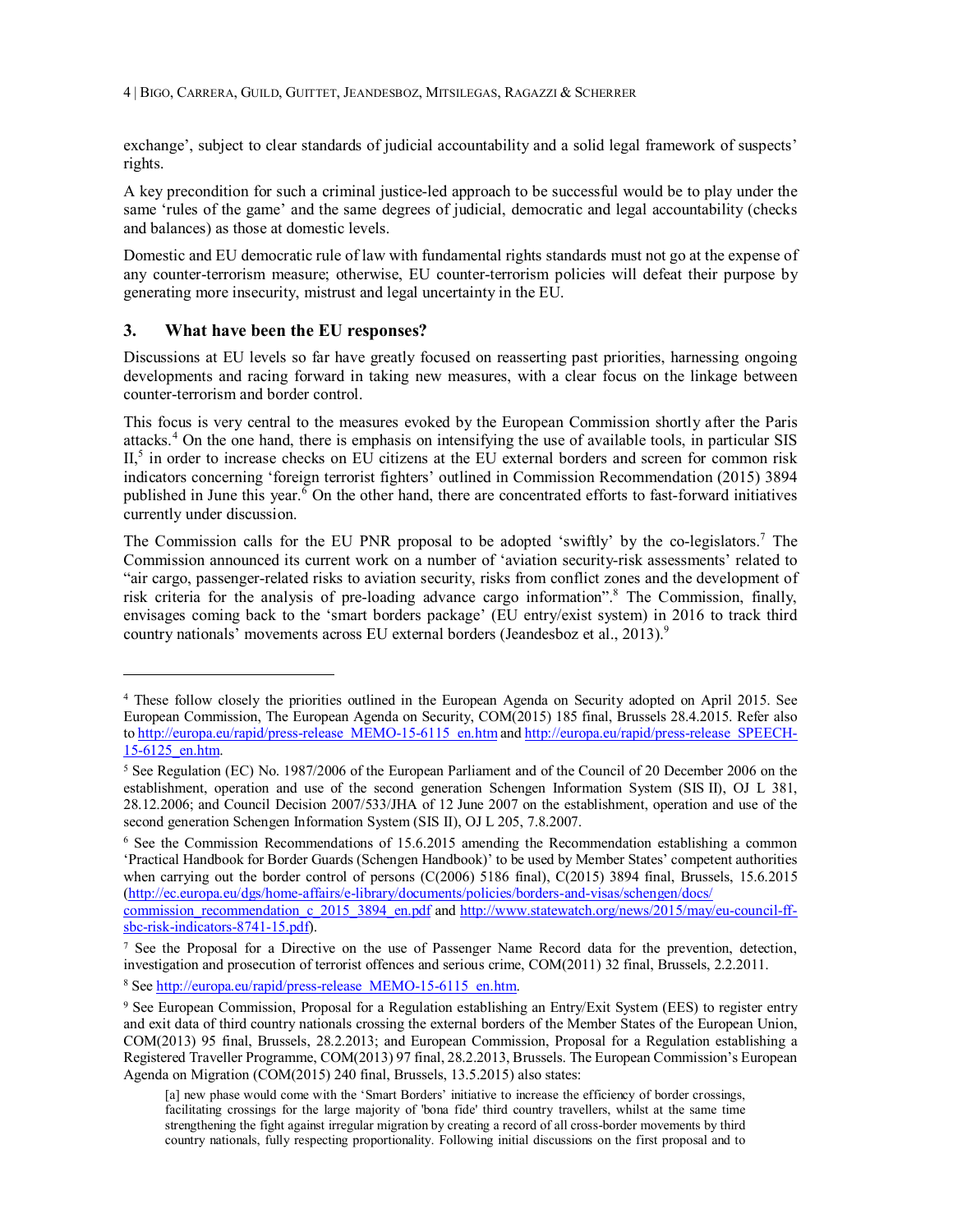exchange', subject to clear standards of judicial accountability and a solid legal framework of suspects' rights.

A key precondition for such a criminal justice-led approach to be successful would be to play under the same 'rules of the game' and the same degrees of judicial, democratic and legal accountability (checks and balances) as those at domestic levels.

Domestic and EU democratic rule of law with fundamental rights standards must not go at the expense of any counter-terrorism measure; otherwise, EU counter-terrorism policies will defeat their purpose by generating more insecurity, mistrust and legal uncertainty in the EU.

## 3. What have been the EU responses?

Discussions at EU levels so far have greatly focused on reasserting past priorities, harnessing ongoing developments and racing forward in taking new measures, with a clear focus on the linkage between counter-terrorism and border control.

This focus is very central to the measures evoked by the European Commission shortly after the Paris attacks.[4] On the one hand, there is emphasis on intensifying the use of available tools, in particular SIS II,[5] in order to increase checks on EU citizens at the EU external borders and screen for common risk indicators concerning 'foreign terrorist fighters' outlined in Commission Recommendation (2015) 3894 published in June this year.[6] On the other hand, there are concentrated efforts to fast-forward initiatives currently under discussion.

The Commission calls for the EU PNR proposal to be adopted 'swiftly' by the co-legislators.[7] The Commission announced its current work on a number of 'aviation security-risk assessments' related to "air cargo, passenger-related risks to aviation security, risks from conflict zones and the development of risk criteria for the analysis of pre-loading advance cargo information".[8] The Commission, finally, envisages coming back to the 'smart borders package' (EU entry/exist system) in 2016 to track third country nationals' movements across EU external borders (Jeandesboz et al., 2013).[9]

---

[4] These follow closely the priorities outlined in the European Agenda on Security adopted on April 2015. See European Commission, The European Agenda on Security, COM(2015) 185 final, Brussels 28.4.2015. Refer also to http://europa.eu/rapid/press-release_MEMO-15-6115_en.htm and http://europa.eu/rapid/press-release_SPEECH-15-6125_en.htm.

[5] See Regulation (EC) No. 1987/2006 of the European Parliament and of the Council of 20 December 2006 on the establishment, operation and use of the second generation Schengen Information System (SIS II), OJ L 381, 28.12.2006; and Council Decision 2007/533/JHA of 12 June 2007 on the establishment, operation and use of the second generation Schengen Information System (SIS II), OJ L 205, 7.8.2007.

[6] See the Commission Recommendations of 15.6.2015 amending the Recommendation establishing a common 'Practical Handbook for Border Guards (Schengen Handbook)' to be used by Member States' competent authorities when carrying out the border control of persons (C(2006) 5186 final), C(2015) 3894 final, Brussels, 15.6.2015 (http://ec.europa.eu/dgs/home-affairs/e-library/documents/policies/borders-and-visas/schengen/docs/commission_recommendation_c_2015_3894_en.pdf and http://www.statewatch.org/news/2015/may/eu-council-ff-sbc-risk-indicators-8741-15.pdf).

[7] See the Proposal for a Directive on the use of Passenger Name Record data for the prevention, detection, investigation and prosecution of terrorist offences and serious crime, COM(2011) 32 final, Brussels, 2.2.2011.

[8] See http://europa.eu/rapid/press-release_MEMO-15-6115_en.htm.

[9] See European Commission, Proposal for a Regulation establishing an Entry/Exit System (EES) to register entry and exit data of third country nationals crossing the external borders of the Member States of the European Union, COM(2013) 95 final, Brussels, 28.2.2013; and European Commission, Proposal for a Regulation establishing a Registered Traveller Programme, COM(2013) 97 final, 28.2.2013, Brussels. The European Commission's European Agenda on Migration (COM(2015) 240 final, Brussels, 13.5.2015) also states:

> [a] new phase would come with the 'Smart Borders' initiative to increase the efficiency of border crossings, facilitating crossings for the large majority of 'bona fide' third country travellers, whilst at the same time strengthening the fight against irregular migration by creating a record of all cross-border movements by third country nationals, fully respecting proportionality. Following initial discussions on the first proposal and to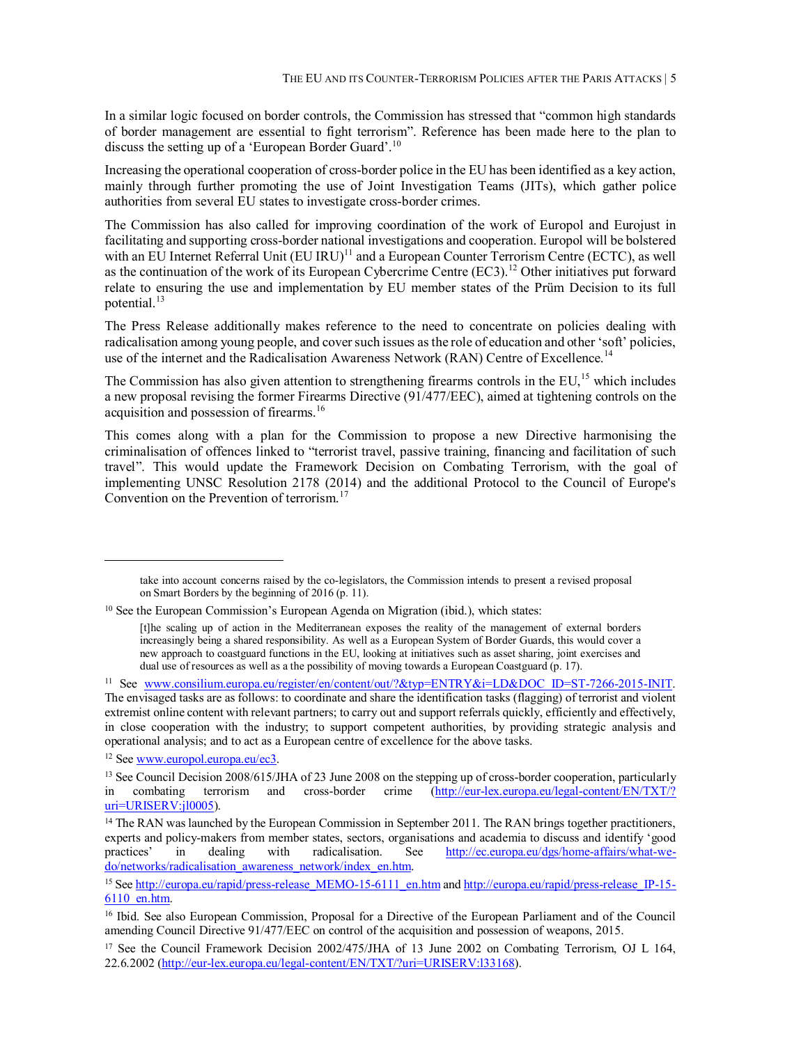In a similar logic focused on border controls, the Commission has stressed that "common high standards of border management are essential to fight terrorism". Reference has been made here to the plan to discuss the setting up of a 'European Border Guard'.[10]

Increasing the operational cooperation of cross-border police in the EU has been identified as a key action, mainly through further promoting the use of Joint Investigation Teams (JITs), which gather police authorities from several EU states to investigate cross-border crimes.

The Commission has also called for improving coordination of the work of Europol and Eurojust in facilitating and supporting cross-border national investigations and cooperation. Europol will be bolstered with an EU Internet Referral Unit (EU IRU)[11] and a European Counter Terrorism Centre (ECTC), as well as the continuation of the work of its European Cybercrime Centre (EC3).[12] Other initiatives put forward relate to ensuring the use and implementation by EU member states of the Prüm Decision to its full potential.[13]

The Press Release additionally makes reference to the need to concentrate on policies dealing with radicalisation among young people, and cover such issues as the role of education and other 'soft' policies, use of the internet and the Radicalisation Awareness Network (RAN) Centre of Excellence.[14]

The Commission has also given attention to strengthening firearms controls in the EU,[15] which includes a new proposal revising the former Firearms Directive (91/477/EEC), aimed at tightening controls on the acquisition and possession of firearms.[16]

This comes along with a plan for the Commission to propose a new Directive harmonising the criminalisation of offences linked to "terrorist travel, passive training, financing and facilitation of such travel". This would update the Framework Decision on Combating Terrorism, with the goal of implementing UNSC Resolution 2178 (2014) and the additional Protocol to the Council of Europe's Convention on the Prevention of terrorism.[17]

---

take into account concerns raised by the co-legislators, the Commission intends to present a revised proposal on Smart Borders by the beginning of 2016 (p. 11).

[10] See the European Commission's European Agenda on Migration (ibid.), which states:

> [t]he scaling up of action in the Mediterranean exposes the reality of the management of external borders increasingly being a shared responsibility. As well as a European System of Border Guards, this would cover a new approach to coastguard functions in the EU, looking at initiatives such as asset sharing, joint exercises and dual use of resources as well as a the possibility of moving towards a European Coastguard (p. 17).

[11] See www.consilium.europa.eu/register/en/content/out/?&typ=ENTRY&i=LD&DOC_ID=ST-7266-2015-INIT. The envisaged tasks are as follows: to coordinate and share the identification tasks (flagging) of terrorist and violent extremist online content with relevant partners; to carry out and support referrals quickly, efficiently and effectively, in close cooperation with the industry; to support competent authorities, by providing strategic analysis and operational analysis; and to act as a European centre of excellence for the above tasks.

[12] See www.europol.europa.eu/ec3.

[13] See Council Decision 2008/615/JHA of 23 June 2008 on the stepping up of cross-border cooperation, particularly in combating terrorism and cross-border crime (http://eur-lex.europa.eu/legal-content/EN/TXT/?uri=URISERV:jl0005).

[14] The RAN was launched by the European Commission in September 2011. The RAN brings together practitioners, experts and policy-makers from member states, sectors, organisations and academia to discuss and identify 'good practices' in dealing with radicalisation. See http://ec.europa.eu/dgs/home-affairs/what-we-do/networks/radicalisation_awareness_network/index_en.htm.

[15] See http://europa.eu/rapid/press-release_MEMO-15-6111_en.htm and http://europa.eu/rapid/press-release_IP-15-6110_en.htm.

[16] Ibid. See also European Commission, Proposal for a Directive of the European Parliament and of the Council amending Council Directive 91/477/EEC on control of the acquisition and possession of weapons, 2015.

[17] See the Council Framework Decision 2002/475/JHA of 13 June 2002 on Combating Terrorism, OJ L 164, 22.6.2002 (http://eur-lex.europa.eu/legal-content/EN/TXT/?uri=URISERV:l33168).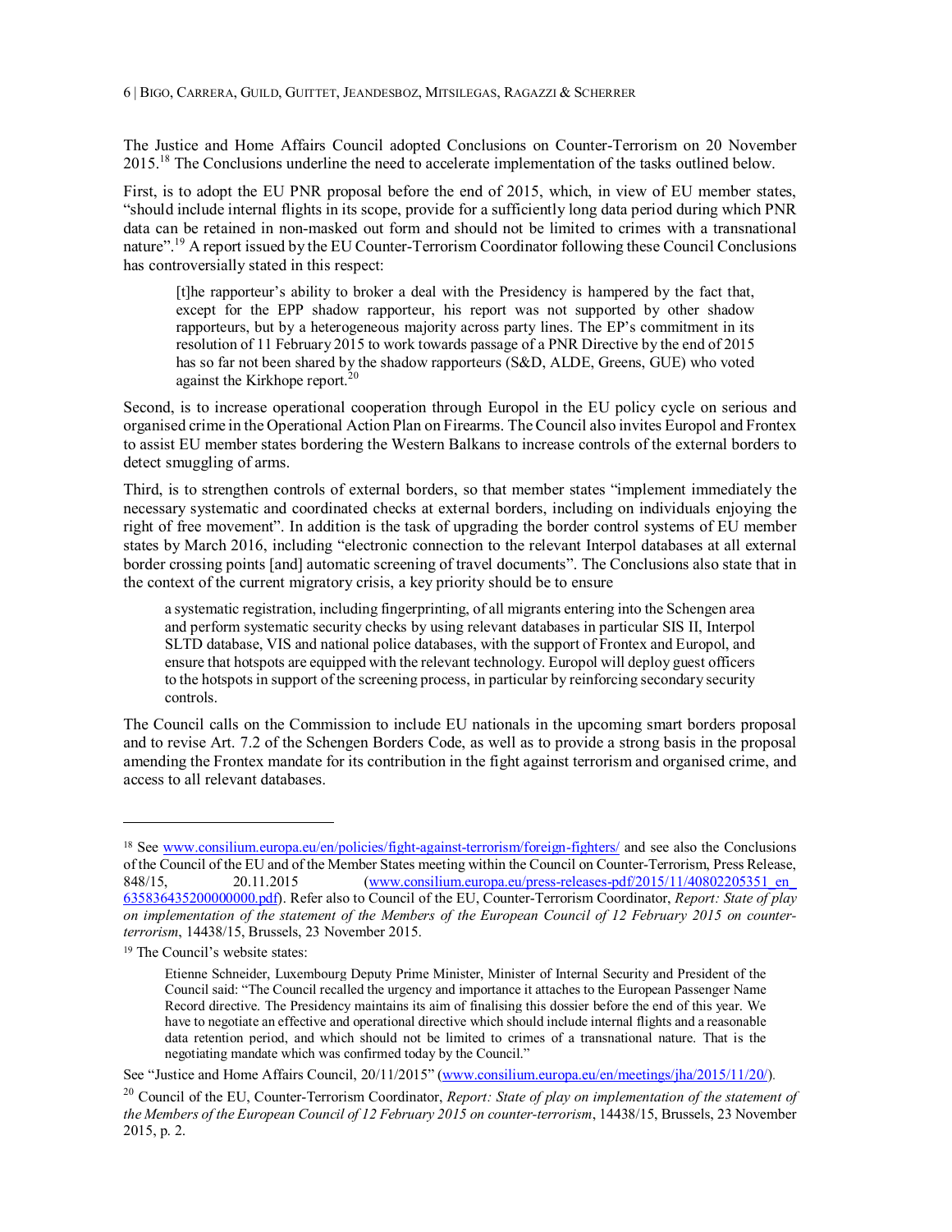The Justice and Home Affairs Council adopted Conclusions on Counter-Terrorism on 20 November 2015.[18] The Conclusions underline the need to accelerate implementation of the tasks outlined below.

First, is to adopt the EU PNR proposal before the end of 2015, which, in view of EU member states, "should include internal flights in its scope, provide for a sufficiently long data period during which PNR data can be retained in non-masked out form and should not be limited to crimes with a transnational nature".[19] A report issued by the EU Counter-Terrorism Coordinator following these Council Conclusions has controversially stated in this respect:

> [t]he rapporteur's ability to broker a deal with the Presidency is hampered by the fact that, except for the EPP shadow rapporteur, his report was not supported by other shadow rapporteurs, but by a heterogeneous majority across party lines. The EP's commitment in its resolution of 11 February 2015 to work towards passage of a PNR Directive by the end of 2015 has so far not been shared by the shadow rapporteurs (S&D, ALDE, Greens, GUE) who voted against the Kirkhope report.[20]

Second, is to increase operational cooperation through Europol in the EU policy cycle on serious and organised crime in the Operational Action Plan on Firearms. The Council also invites Europol and Frontex to assist EU member states bordering the Western Balkans to increase controls of the external borders to detect smuggling of arms.

Third, is to strengthen controls of external borders, so that member states "implement immediately the necessary systematic and coordinated checks at external borders, including on individuals enjoying the right of free movement". In addition is the task of upgrading the border control systems of EU member states by March 2016, including "electronic connection to the relevant Interpol databases at all external border crossing points [and] automatic screening of travel documents". The Conclusions also state that in the context of the current migratory crisis, a key priority should be to ensure

> a systematic registration, including fingerprinting, of all migrants entering into the Schengen area and perform systematic security checks by using relevant databases in particular SIS II, Interpol SLTD database, VIS and national police databases, with the support of Frontex and Europol, and ensure that hotspots are equipped with the relevant technology. Europol will deploy guest officers to the hotspots in support of the screening process, in particular by reinforcing secondary security controls.

The Council calls on the Commission to include EU nationals in the upcoming smart borders proposal and to revise Art. 7.2 of the Schengen Borders Code, as well as to provide a strong basis in the proposal amending the Frontex mandate for its contribution in the fight against terrorism and organised crime, and access to all relevant databases.

---

[18] See www.consilium.europa.eu/en/policies/fight-against-terrorism/foreign-fighters/ and see also the Conclusions of the Council of the EU and of the Member States meeting within the Council on Counter-Terrorism, Press Release, 848/15, 20.11.2015 (www.consilium.europa.eu/press-releases-pdf/2015/11/40802205351_en_635836435200000000.pdf). Refer also to Council of the EU, Counter-Terrorism Coordinator, *Report: State of play on implementation of the statement of the Members of the European Council of 12 February 2015 on counter-terrorism*, 14438/15, Brussels, 23 November 2015.

[19] The Council's website states:

> Etienne Schneider, Luxembourg Deputy Prime Minister, Minister of Internal Security and President of the Council said: "The Council recalled the urgency and importance it attaches to the European Passenger Name Record directive. The Presidency maintains its aim of finalising this dossier before the end of this year. We have to negotiate an effective and operational directive which should include internal flights and a reasonable data retention period, and which should not be limited to crimes of a transnational nature. That is the negotiating mandate which was confirmed today by the Council."

See "Justice and Home Affairs Council, 20/11/2015" (www.consilium.europa.eu/en/meetings/jha/2015/11/20/).

[20] Council of the EU, Counter-Terrorism Coordinator, *Report: State of play on implementation of the statement of the Members of the European Council of 12 February 2015 on counter-terrorism*, 14438/15, Brussels, 23 November 2015, p. 2.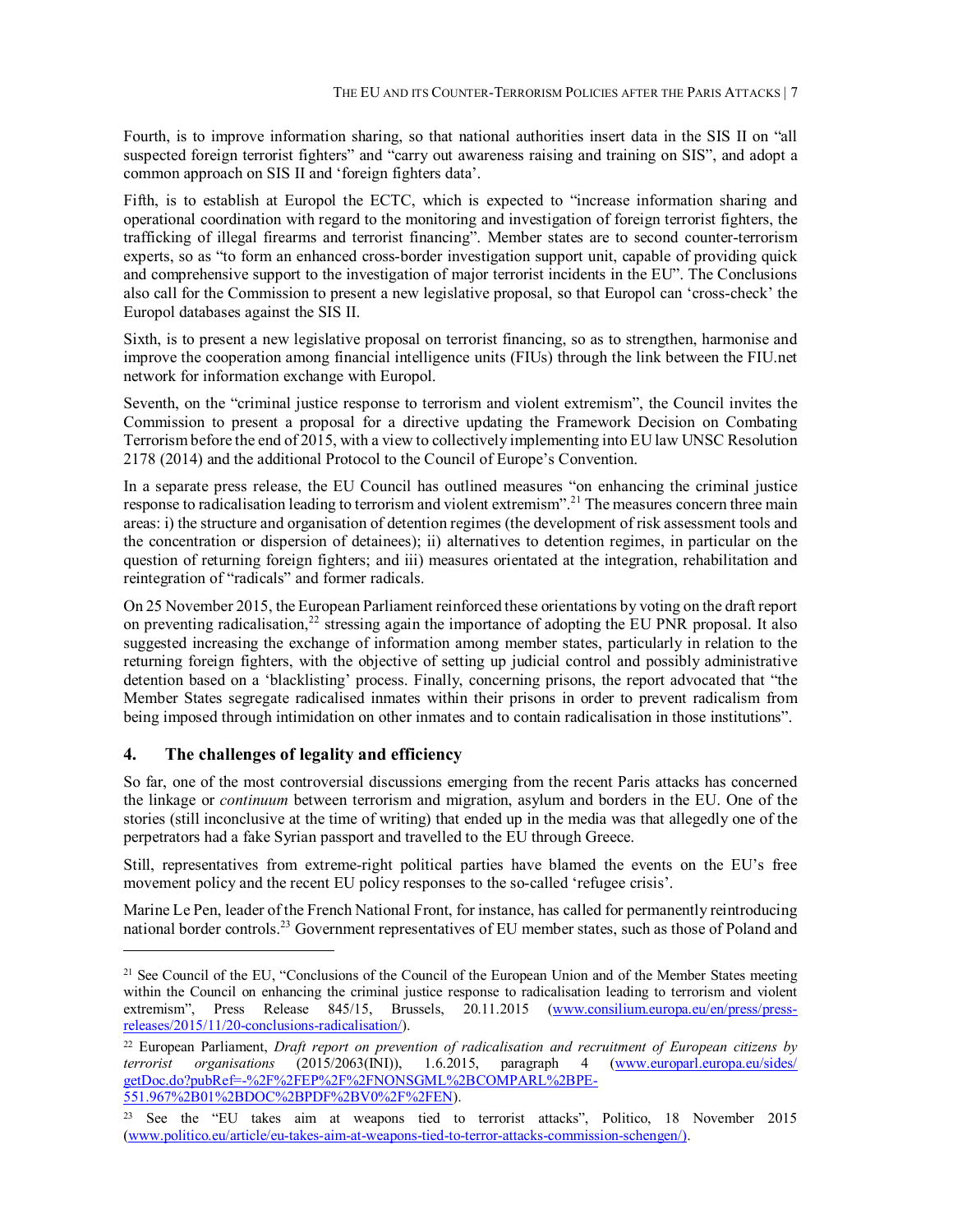Fourth, is to improve information sharing, so that national authorities insert data in the SIS II on "all suspected foreign terrorist fighters" and "carry out awareness raising and training on SIS", and adopt a common approach on SIS II and 'foreign fighters data'.

Fifth, is to establish at Europol the ECTC, which is expected to "increase information sharing and operational coordination with regard to the monitoring and investigation of foreign terrorist fighters, the trafficking of illegal firearms and terrorist financing". Member states are to second counter-terrorism experts, so as "to form an enhanced cross-border investigation support unit, capable of providing quick and comprehensive support to the investigation of major terrorist incidents in the EU". The Conclusions also call for the Commission to present a new legislative proposal, so that Europol can 'cross-check' the Europol databases against the SIS II.

Sixth, is to present a new legislative proposal on terrorist financing, so as to strengthen, harmonise and improve the cooperation among financial intelligence units (FIUs) through the link between the FIU.net network for information exchange with Europol.

Seventh, on the "criminal justice response to terrorism and violent extremism", the Council invites the Commission to present a proposal for a directive updating the Framework Decision on Combating Terrorism before the end of 2015, with a view to collectively implementing into EU law UNSC Resolution 2178 (2014) and the additional Protocol to the Council of Europe's Convention.

In a separate press release, the EU Council has outlined measures "on enhancing the criminal justice response to radicalisation leading to terrorism and violent extremism".[21] The measures concern three main areas: i) the structure and organisation of detention regimes (the development of risk assessment tools and the concentration or dispersion of detainees); ii) alternatives to detention regimes, in particular on the question of returning foreign fighters; and iii) measures orientated at the integration, rehabilitation and reintegration of "radicals" and former radicals.

On 25 November 2015, the European Parliament reinforced these orientations by voting on the draft report on preventing radicalisation,[22] stressing again the importance of adopting the EU PNR proposal. It also suggested increasing the exchange of information among member states, particularly in relation to the returning foreign fighters, with the objective of setting up judicial control and possibly administrative detention based on a 'blacklisting' process. Finally, concerning prisons, the report advocated that "the Member States segregate radicalised inmates within their prisons in order to prevent radicalism from being imposed through intimidation on other inmates and to contain radicalisation in those institutions".

## 4. The challenges of legality and efficiency

So far, one of the most controversial discussions emerging from the recent Paris attacks has concerned the linkage or *continuum* between terrorism and migration, asylum and borders in the EU. One of the stories (still inconclusive at the time of writing) that ended up in the media was that allegedly one of the perpetrators had a fake Syrian passport and travelled to the EU through Greece.

Still, representatives from extreme-right political parties have blamed the events on the EU's free movement policy and the recent EU policy responses to the so-called 'refugee crisis'.

Marine Le Pen, leader of the French National Front, for instance, has called for permanently reintroducing national border controls.[23] Government representatives of EU member states, such as those of Poland and

---

[21] See Council of the EU, "Conclusions of the Council of the European Union and of the Member States meeting within the Council on enhancing the criminal justice response to radicalisation leading to terrorism and violent extremism", Press Release 845/15, Brussels, 20.11.2015 (www.consilium.europa.eu/en/press/press-releases/2015/11/20-conclusions-radicalisation/).

[22] European Parliament, *Draft report on prevention of radicalisation and recruitment of European citizens by terrorist organisations* (2015/2063(INI)), 1.6.2015, paragraph 4 (www.europarl.europa.eu/sides/getDoc.do?pubRef=-%2F%2FEP%2F%2FNONSGML%2BCOMPARL%2BPE-551.967%2B01%2BDOC%2BPDF%2BV0%2F%2FEN).

[23] See the "EU takes aim at weapons tied to terrorist attacks", Politico, 18 November 2015 (www.politico.eu/article/eu-takes-aim-at-weapons-tied-to-terror-attacks-commission-schengen/).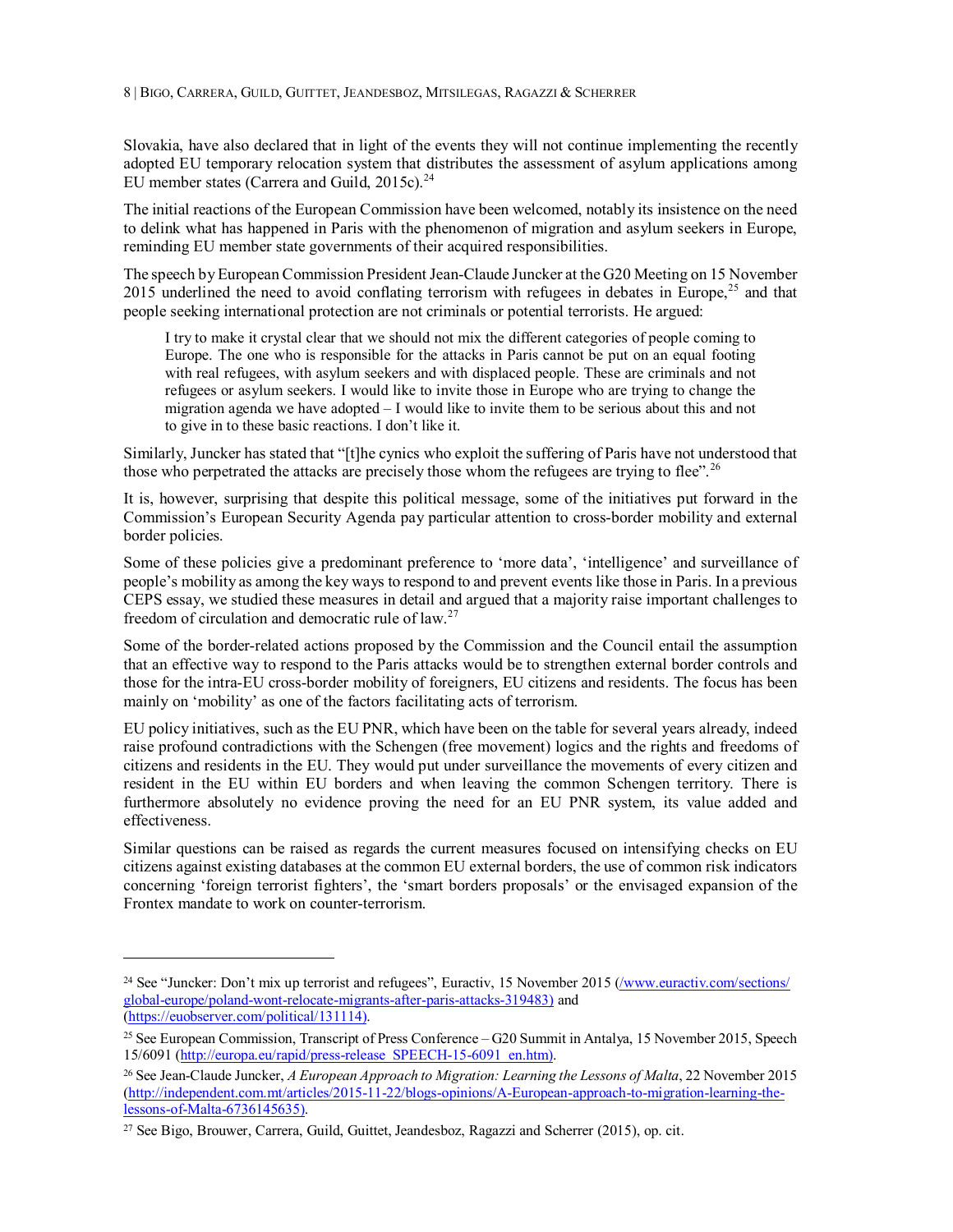Slovakia, have also declared that in light of the events they will not continue implementing the recently adopted EU temporary relocation system that distributes the assessment of asylum applications among EU member states (Carrera and Guild, 2015c).[24]

The initial reactions of the European Commission have been welcomed, notably its insistence on the need to delink what has happened in Paris with the phenomenon of migration and asylum seekers in Europe, reminding EU member state governments of their acquired responsibilities.

The speech by European Commission President Jean-Claude Juncker at the G20 Meeting on 15 November 2015 underlined the need to avoid conflating terrorism with refugees in debates in Europe,[25] and that people seeking international protection are not criminals or potential terrorists. He argued:

> I try to make it crystal clear that we should not mix the different categories of people coming to Europe. The one who is responsible for the attacks in Paris cannot be put on an equal footing with real refugees, with asylum seekers and with displaced people. These are criminals and not refugees or asylum seekers. I would like to invite those in Europe who are trying to change the migration agenda we have adopted – I would like to invite them to be serious about this and not to give in to these basic reactions. I don't like it.

Similarly, Juncker has stated that "[t]he cynics who exploit the suffering of Paris have not understood that those who perpetrated the attacks are precisely those whom the refugees are trying to flee".[26]

It is, however, surprising that despite this political message, some of the initiatives put forward in the Commission's European Security Agenda pay particular attention to cross-border mobility and external border policies.

Some of these policies give a predominant preference to 'more data', 'intelligence' and surveillance of people's mobility as among the key ways to respond to and prevent events like those in Paris. In a previous CEPS essay, we studied these measures in detail and argued that a majority raise important challenges to freedom of circulation and democratic rule of law.[27]

Some of the border-related actions proposed by the Commission and the Council entail the assumption that an effective way to respond to the Paris attacks would be to strengthen external border controls and those for the intra-EU cross-border mobility of foreigners, EU citizens and residents. The focus has been mainly on 'mobility' as one of the factors facilitating acts of terrorism.

EU policy initiatives, such as the EU PNR, which have been on the table for several years already, indeed raise profound contradictions with the Schengen (free movement) logics and the rights and freedoms of citizens and residents in the EU. They would put under surveillance the movements of every citizen and resident in the EU within EU borders and when leaving the common Schengen territory. There is furthermore absolutely no evidence proving the need for an EU PNR system, its value added and effectiveness.

Similar questions can be raised as regards the current measures focused on intensifying checks on EU citizens against existing databases at the common EU external borders, the use of common risk indicators concerning 'foreign terrorist fighters', the 'smart borders proposals' or the envisaged expansion of the Frontex mandate to work on counter-terrorism.

---

[24] See "Juncker: Don't mix up terrorist and refugees", Euractiv, 15 November 2015 (/www.euractiv.com/sections/global-europe/poland-wont-relocate-migrants-after-paris-attacks-319483) and (https://euobserver.com/political/131114).

[25] See European Commission, Transcript of Press Conference – G20 Summit in Antalya, 15 November 2015, Speech 15/6091 (http://europa.eu/rapid/press-release_SPEECH-15-6091_en.htm).

[26] See Jean-Claude Juncker, *A European Approach to Migration: Learning the Lessons of Malta*, 22 November 2015 (http://independent.com.mt/articles/2015-11-22/blogs-opinions/A-European-approach-to-migration-learning-the-lessons-of-Malta-6736145635).

[27] See Bigo, Brouwer, Carrera, Guild, Guittet, Jeandesboz, Ragazzi and Scherrer (2015), op. cit.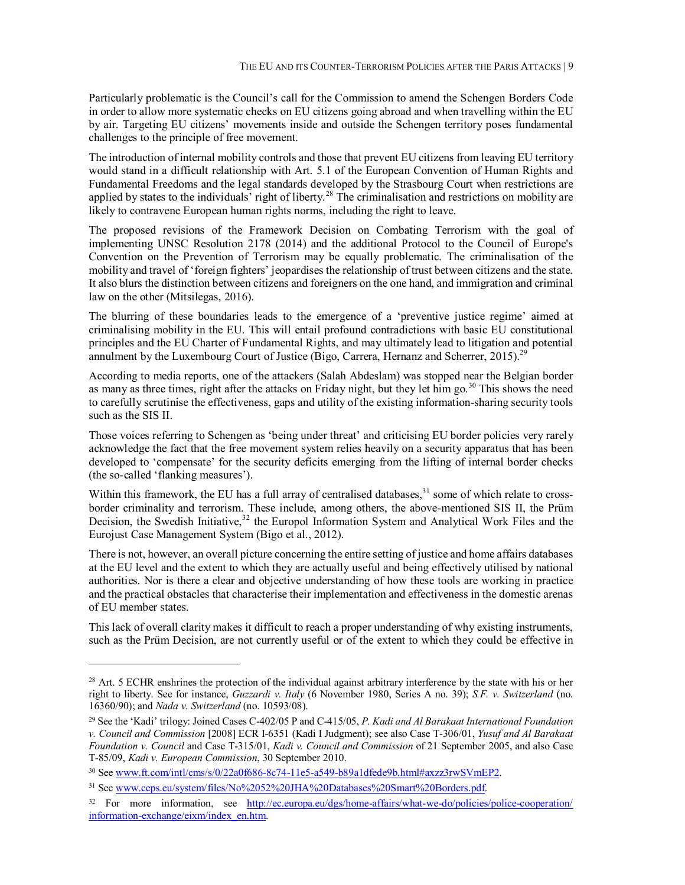Particularly problematic is the Council's call for the Commission to amend the Schengen Borders Code in order to allow more systematic checks on EU citizens going abroad and when travelling within the EU by air. Targeting EU citizens' movements inside and outside the Schengen territory poses fundamental challenges to the principle of free movement.

The introduction of internal mobility controls and those that prevent EU citizens from leaving EU territory would stand in a difficult relationship with Art. 5.1 of the European Convention of Human Rights and Fundamental Freedoms and the legal standards developed by the Strasbourg Court when restrictions are applied by states to the individuals' right of liberty.[28] The criminalisation and restrictions on mobility are likely to contravene European human rights norms, including the right to leave.

The proposed revisions of the Framework Decision on Combating Terrorism with the goal of implementing UNSC Resolution 2178 (2014) and the additional Protocol to the Council of Europe's Convention on the Prevention of Terrorism may be equally problematic. The criminalisation of the mobility and travel of 'foreign fighters' jeopardises the relationship of trust between citizens and the state. It also blurs the distinction between citizens and foreigners on the one hand, and immigration and criminal law on the other (Mitsilegas, 2016).

The blurring of these boundaries leads to the emergence of a 'preventive justice regime' aimed at criminalising mobility in the EU. This will entail profound contradictions with basic EU constitutional principles and the EU Charter of Fundamental Rights, and may ultimately lead to litigation and potential annulment by the Luxembourg Court of Justice (Bigo, Carrera, Hernanz and Scherrer, 2015).[29]

According to media reports, one of the attackers (Salah Abdeslam) was stopped near the Belgian border as many as three times, right after the attacks on Friday night, but they let him go.[30] This shows the need to carefully scrutinise the effectiveness, gaps and utility of the existing information-sharing security tools such as the SIS II.

Those voices referring to Schengen as 'being under threat' and criticising EU border policies very rarely acknowledge the fact that the free movement system relies heavily on a security apparatus that has been developed to 'compensate' for the security deficits emerging from the lifting of internal border checks (the so-called 'flanking measures').

Within this framework, the EU has a full array of centralised databases,[31] some of which relate to cross-border criminality and terrorism. These include, among others, the above-mentioned SIS II, the Prüm Decision, the Swedish Initiative,[32] the Europol Information System and Analytical Work Files and the Eurojust Case Management System (Bigo et al., 2012).

There is not, however, an overall picture concerning the entire setting of justice and home affairs databases at the EU level and the extent to which they are actually useful and being effectively utilised by national authorities. Nor is there a clear and objective understanding of how these tools are working in practice and the practical obstacles that characterise their implementation and effectiveness in the domestic arenas of EU member states.

This lack of overall clarity makes it difficult to reach a proper understanding of why existing instruments, such as the Prüm Decision, are not currently useful or of the extent to which they could be effective in

---

[28] Art. 5 ECHR enshrines the protection of the individual against arbitrary interference by the state with his or her right to liberty. See for instance, *Guzzardi v. Italy* (6 November 1980, Series A no. 39); *S.F. v. Switzerland* (no. 16360/90); and *Nada v. Switzerland* (no. 10593/08).

[29] See the 'Kadi' trilogy: Joined Cases C-402/05 P and C-415/05, *P. Kadi and Al Barakaat International Foundation v. Council and Commission* [2008] ECR I-6351 (Kadi I Judgment); see also Case T-306/01, *Yusuf and Al Barakaat Foundation v. Council* and Case T-315/01, *Kadi v. Council and Commission* of 21 September 2005, and also Case T-85/09, *Kadi v. European Commission*, 30 September 2010.

[30] See www.ft.com/intl/cms/s/0/22a0f686-8c74-11e5-a549-b89a1dfede9b.html#axzz3rwSVmEP2.

[31] See www.ceps.eu/system/files/No%2052%20JHA%20Databases%20Smart%20Borders.pdf.

[32] For more information, see http://ec.europa.eu/dgs/home-affairs/what-we-do/policies/police-cooperation/information-exchange/eixm/index_en.htm.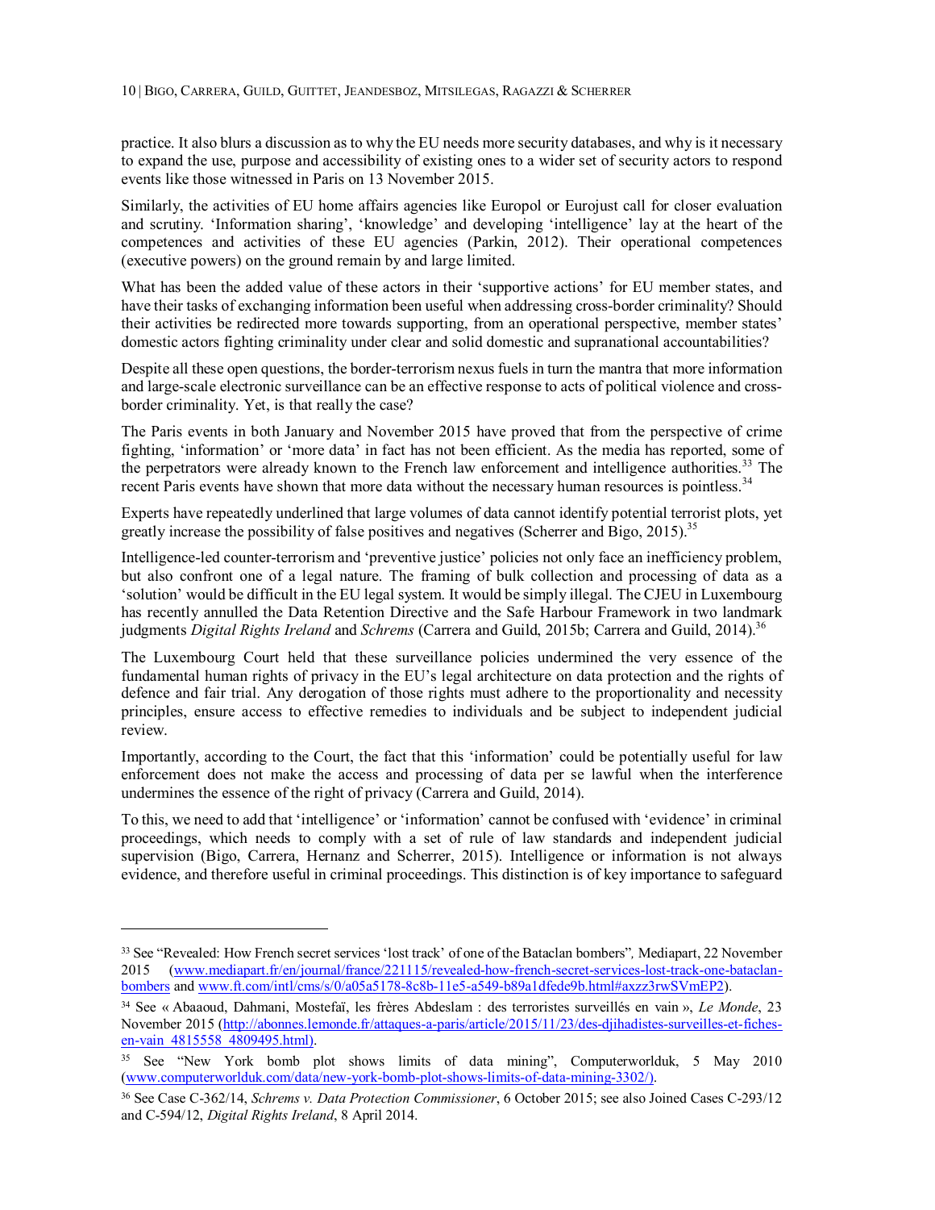practice. It also blurs a discussion as to why the EU needs more security databases, and why is it necessary to expand the use, purpose and accessibility of existing ones to a wider set of security actors to respond events like those witnessed in Paris on 13 November 2015.

Similarly, the activities of EU home affairs agencies like Europol or Eurojust call for closer evaluation and scrutiny. 'Information sharing', 'knowledge' and developing 'intelligence' lay at the heart of the competences and activities of these EU agencies (Parkin, 2012). Their operational competences (executive powers) on the ground remain by and large limited.

What has been the added value of these actors in their 'supportive actions' for EU member states, and have their tasks of exchanging information been useful when addressing cross-border criminality? Should their activities be redirected more towards supporting, from an operational perspective, member states' domestic actors fighting criminality under clear and solid domestic and supranational accountabilities?

Despite all these open questions, the border-terrorism nexus fuels in turn the mantra that more information and large-scale electronic surveillance can be an effective response to acts of political violence and cross-border criminality. Yet, is that really the case?

The Paris events in both January and November 2015 have proved that from the perspective of crime fighting, 'information' or 'more data' in fact has not been efficient. As the media has reported, some of the perpetrators were already known to the French law enforcement and intelligence authorities.[33] The recent Paris events have shown that more data without the necessary human resources is pointless.[34]

Experts have repeatedly underlined that large volumes of data cannot identify potential terrorist plots, yet greatly increase the possibility of false positives and negatives (Scherrer and Bigo, 2015).[35]

Intelligence-led counter-terrorism and 'preventive justice' policies not only face an inefficiency problem, but also confront one of a legal nature. The framing of bulk collection and processing of data as a 'solution' would be difficult in the EU legal system. It would be simply illegal. The CJEU in Luxembourg has recently annulled the Data Retention Directive and the Safe Harbour Framework in two landmark judgments *Digital Rights Ireland* and *Schrems* (Carrera and Guild, 2015b; Carrera and Guild, 2014).[36]

The Luxembourg Court held that these surveillance policies undermined the very essence of the fundamental human rights of privacy in the EU's legal architecture on data protection and the rights of defence and fair trial. Any derogation of those rights must adhere to the proportionality and necessity principles, ensure access to effective remedies to individuals and be subject to independent judicial review.

Importantly, according to the Court, the fact that this 'information' could be potentially useful for law enforcement does not make the access and processing of data per se lawful when the interference undermines the essence of the right of privacy (Carrera and Guild, 2014).

To this, we need to add that 'intelligence' or 'information' cannot be confused with 'evidence' in criminal proceedings, which needs to comply with a set of rule of law standards and independent judicial supervision (Bigo, Carrera, Hernanz and Scherrer, 2015). Intelligence or information is not always evidence, and therefore useful in criminal proceedings. This distinction is of key importance to safeguard

---

[33] See "Revealed: How French secret services 'lost track' of one of the Bataclan bombers", Mediapart, 22 November 2015 (www.mediapart.fr/en/journal/france/221115/revealed-how-french-secret-services-lost-track-one-bataclan-bombers and www.ft.com/intl/cms/s/0/a05a5178-8c8b-11e5-a549-b89a1dfede9b.html#axzz3rwSVmEP2).

[34] See « Abaaoud, Dahmani, Mostefaï, les frères Abdeslam : des terroristes surveillés en vain », *Le Monde*, 23 November 2015 (http://abonnes.lemonde.fr/attaques-a-paris/article/2015/11/23/des-djihadistes-surveilles-et-fiches-en-vain_4815558_4809495.html).

[35] See "New York bomb plot shows limits of data mining", Computerworlduk, 5 May 2010 (www.computerworlduk.com/data/new-york-bomb-plot-shows-limits-of-data-mining-3302/).

[36] See Case C-362/14, *Schrems v. Data Protection Commissioner*, 6 October 2015; see also Joined Cases C-293/12 and C-594/12, *Digital Rights Ireland*, 8 April 2014.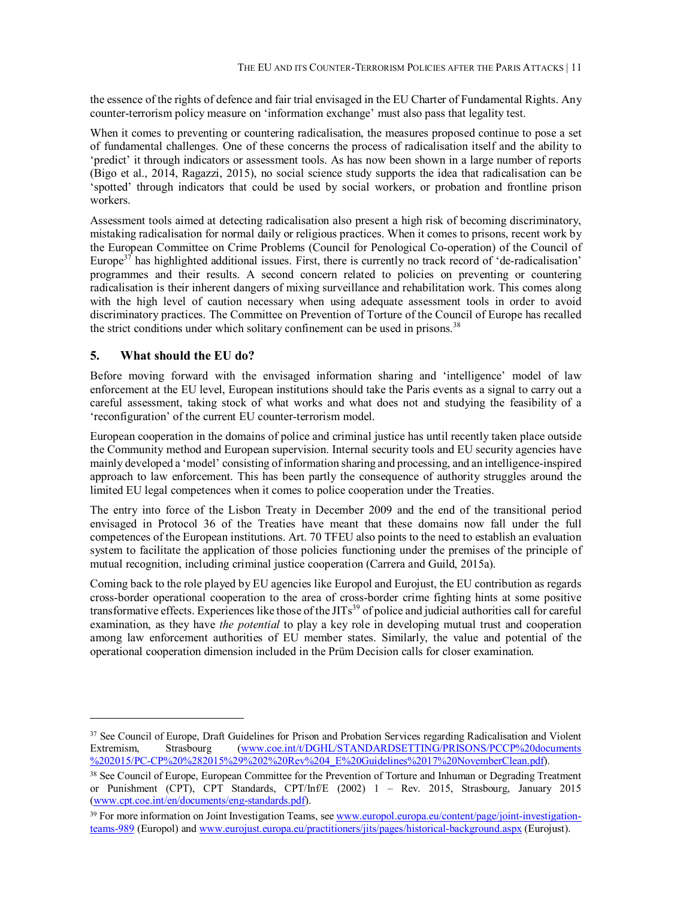the essence of the rights of defence and fair trial envisaged in the EU Charter of Fundamental Rights. Any counter-terrorism policy measure on 'information exchange' must also pass that legality test.

When it comes to preventing or countering radicalisation, the measures proposed continue to pose a set of fundamental challenges. One of these concerns the process of radicalisation itself and the ability to 'predict' it through indicators or assessment tools. As has now been shown in a large number of reports (Bigo et al., 2014, Ragazzi, 2015), no social science study supports the idea that radicalisation can be 'spotted' through indicators that could be used by social workers, or probation and frontline prison workers.

Assessment tools aimed at detecting radicalisation also present a high risk of becoming discriminatory, mistaking radicalisation for normal daily or religious practices. When it comes to prisons, recent work by the European Committee on Crime Problems (Council for Penological Co-operation) of the Council of Europe[37] has highlighted additional issues. First, there is currently no track record of 'de-radicalisation' programmes and their results. A second concern related to policies on preventing or countering radicalisation is their inherent dangers of mixing surveillance and rehabilitation work. This comes along with the high level of caution necessary when using adequate assessment tools in order to avoid discriminatory practices. The Committee on Prevention of Torture of the Council of Europe has recalled the strict conditions under which solitary confinement can be used in prisons.[38]

## 5. What should the EU do?

Before moving forward with the envisaged information sharing and 'intelligence' model of law enforcement at the EU level, European institutions should take the Paris events as a signal to carry out a careful assessment, taking stock of what works and what does not and studying the feasibility of a 'reconfiguration' of the current EU counter-terrorism model.

European cooperation in the domains of police and criminal justice has until recently taken place outside the Community method and European supervision. Internal security tools and EU security agencies have mainly developed a 'model' consisting of information sharing and processing, and an intelligence-inspired approach to law enforcement. This has been partly the consequence of authority struggles around the limited EU legal competences when it comes to police cooperation under the Treaties.

The entry into force of the Lisbon Treaty in December 2009 and the end of the transitional period envisaged in Protocol 36 of the Treaties have meant that these domains now fall under the full competences of the European institutions. Art. 70 TFEU also points to the need to establish an evaluation system to facilitate the application of those policies functioning under the premises of the principle of mutual recognition, including criminal justice cooperation (Carrera and Guild, 2015a).

Coming back to the role played by EU agencies like Europol and Eurojust, the EU contribution as regards cross-border operational cooperation to the area of cross-border crime fighting hints at some positive transformative effects. Experiences like those of the JITs[39] of police and judicial authorities call for careful examination, as they have *the potential* to play a key role in developing mutual trust and cooperation among law enforcement authorities of EU member states. Similarly, the value and potential of the operational cooperation dimension included in the Prüm Decision calls for closer examination.

---

[37] See Council of Europe, Draft Guidelines for Prison and Probation Services regarding Radicalisation and Violent Extremism, Strasbourg (www.coe.int/t/DGHL/STANDARDSETTING/PRISONS/PCCP%20documents%202015/PC-CP%20%282015%29%202%20Rev%204_E%20Guidelines%2017%20NovemberClean.pdf).

[38] See Council of Europe, European Committee for the Prevention of Torture and Inhuman or Degrading Treatment or Punishment (CPT), CPT Standards, CPT/Inf/E (2002) 1 – Rev. 2015, Strasbourg, January 2015 (www.cpt.coe.int/en/documents/eng-standards.pdf).

[39] For more information on Joint Investigation Teams, see www.europol.europa.eu/content/page/joint-investigation-teams-989 (Europol) and www.eurojust.europa.eu/practitioners/jits/pages/historical-background.aspx (Eurojust).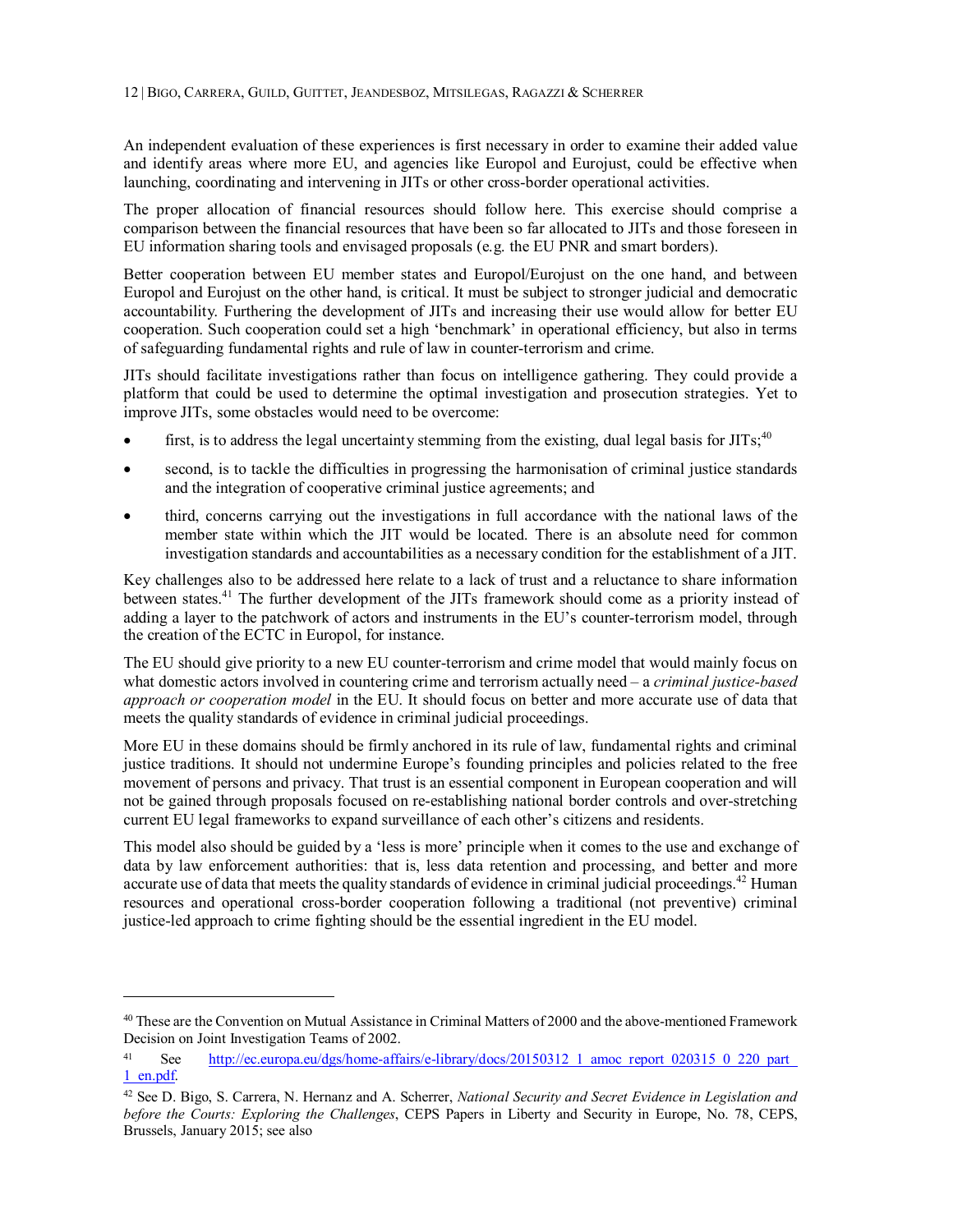An independent evaluation of these experiences is first necessary in order to examine their added value and identify areas where more EU, and agencies like Europol and Eurojust, could be effective when launching, coordinating and intervening in JITs or other cross-border operational activities.

The proper allocation of financial resources should follow here. This exercise should comprise a comparison between the financial resources that have been so far allocated to JITs and those foreseen in EU information sharing tools and envisaged proposals (e.g. the EU PNR and smart borders).

Better cooperation between EU member states and Europol/Eurojust on the one hand, and between Europol and Eurojust on the other hand, is critical. It must be subject to stronger judicial and democratic accountability. Furthering the development of JITs and increasing their use would allow for better EU cooperation. Such cooperation could set a high 'benchmark' in operational efficiency, but also in terms of safeguarding fundamental rights and rule of law in counter-terrorism and crime.

JITs should facilitate investigations rather than focus on intelligence gathering. They could provide a platform that could be used to determine the optimal investigation and prosecution strategies. Yet to improve JITs, some obstacles would need to be overcome:

- first, is to address the legal uncertainty stemming from the existing, dual legal basis for JITs;[40]
- second, is to tackle the difficulties in progressing the harmonisation of criminal justice standards and the integration of cooperative criminal justice agreements; and
- third, concerns carrying out the investigations in full accordance with the national laws of the member state within which the JIT would be located. There is an absolute need for common investigation standards and accountabilities as a necessary condition for the establishment of a JIT.

Key challenges also to be addressed here relate to a lack of trust and a reluctance to share information between states.[41] The further development of the JITs framework should come as a priority instead of adding a layer to the patchwork of actors and instruments in the EU's counter-terrorism model, through the creation of the ECTC in Europol, for instance.

The EU should give priority to a new EU counter-terrorism and crime model that would mainly focus on what domestic actors involved in countering crime and terrorism actually need – a *criminal justice-based approach or cooperation model* in the EU. It should focus on better and more accurate use of data that meets the quality standards of evidence in criminal judicial proceedings.

More EU in these domains should be firmly anchored in its rule of law, fundamental rights and criminal justice traditions. It should not undermine Europe's founding principles and policies related to the free movement of persons and privacy. That trust is an essential component in European cooperation and will not be gained through proposals focused on re-establishing national border controls and over-stretching current EU legal frameworks to expand surveillance of each other's citizens and residents.

This model also should be guided by a 'less is more' principle when it comes to the use and exchange of data by law enforcement authorities: that is, less data retention and processing, and better and more accurate use of data that meets the quality standards of evidence in criminal judicial proceedings.[42] Human resources and operational cross-border cooperation following a traditional (not preventive) criminal justice-led approach to crime fighting should be the essential ingredient in the EU model.

---

[40] These are the Convention on Mutual Assistance in Criminal Matters of 2000 and the above-mentioned Framework Decision on Joint Investigation Teams of 2002.

[41] See http://ec.europa.eu/dgs/home-affairs/e-library/docs/20150312_1_amoc_report_020315_0_220_part_1_en.pdf.

[42] See D. Bigo, S. Carrera, N. Hernanz and A. Scherrer, *National Security and Secret Evidence in Legislation and before the Courts: Exploring the Challenges*, CEPS Papers in Liberty and Security in Europe, No. 78, CEPS, Brussels, January 2015; see also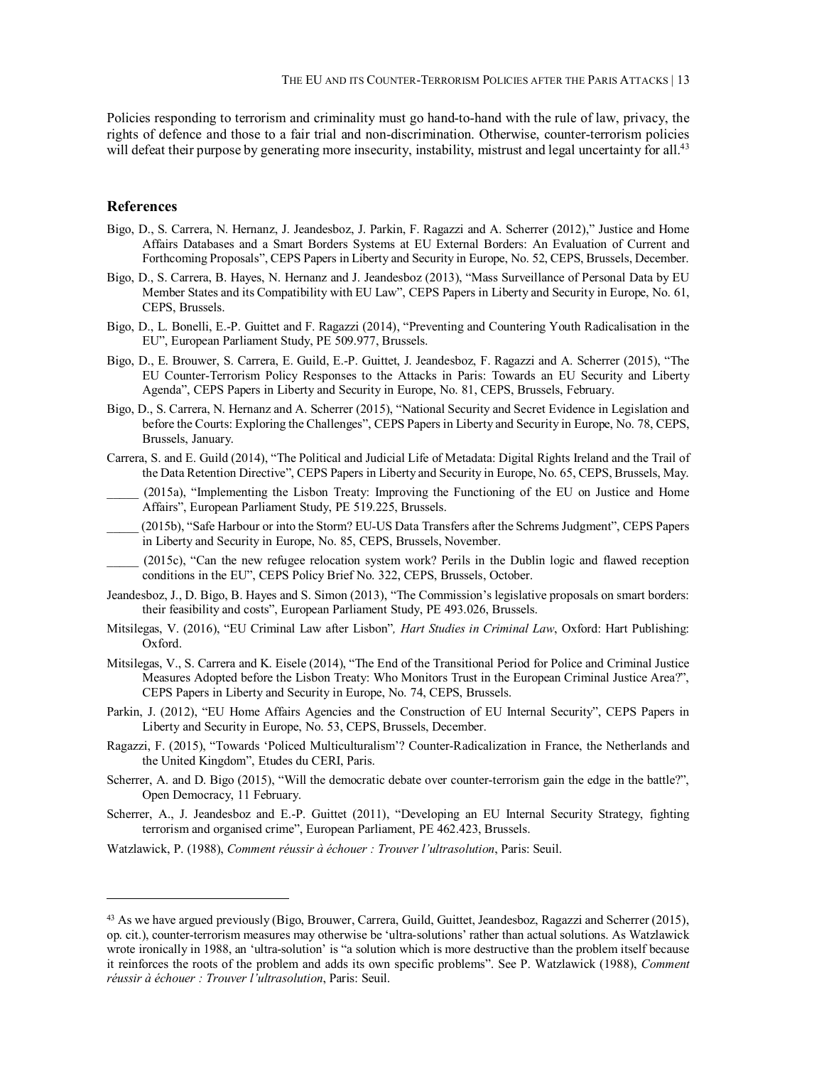Policies responding to terrorism and criminality must go hand-to-hand with the rule of law, privacy, the rights of defence and those to a fair trial and non-discrimination. Otherwise, counter-terrorism policies will defeat their purpose by generating more insecurity, instability, mistrust and legal uncertainty for all.[43]

## References

Bigo, D., S. Carrera, N. Hernanz, J. Jeandesboz, J. Parkin, F. Ragazzi and A. Scherrer (2012)," Justice and Home Affairs Databases and a Smart Borders Systems at EU External Borders: An Evaluation of Current and Forthcoming Proposals", CEPS Papers in Liberty and Security in Europe, No. 52, CEPS, Brussels, December.

Bigo, D., S. Carrera, B. Hayes, N. Hernanz and J. Jeandesboz (2013), "Mass Surveillance of Personal Data by EU Member States and its Compatibility with EU Law", CEPS Papers in Liberty and Security in Europe, No. 61, CEPS, Brussels.

Bigo, D., L. Bonelli, E.-P. Guittet and F. Ragazzi (2014), "Preventing and Countering Youth Radicalisation in the EU", European Parliament Study, PE 509.977, Brussels.

Bigo, D., E. Brouwer, S. Carrera, E. Guild, E.-P. Guittet, J. Jeandesboz, F. Ragazzi and A. Scherrer (2015), "The EU Counter-Terrorism Policy Responses to the Attacks in Paris: Towards an EU Security and Liberty Agenda", CEPS Papers in Liberty and Security in Europe, No. 81, CEPS, Brussels, February.

Bigo, D., S. Carrera, N. Hernanz and A. Scherrer (2015), "National Security and Secret Evidence in Legislation and before the Courts: Exploring the Challenges", CEPS Papers in Liberty and Security in Europe, No. 78, CEPS, Brussels, January.

Carrera, S. and E. Guild (2014), "The Political and Judicial Life of Metadata: Digital Rights Ireland and the Trail of the Data Retention Directive", CEPS Papers in Liberty and Security in Europe, No. 65, CEPS, Brussels, May.

_____ (2015a), "Implementing the Lisbon Treaty: Improving the Functioning of the EU on Justice and Home Affairs", European Parliament Study, PE 519.225, Brussels.

_____ (2015b), "Safe Harbour or into the Storm? EU-US Data Transfers after the Schrems Judgment", CEPS Papers in Liberty and Security in Europe, No. 85, CEPS, Brussels, November.

_____ (2015c), "Can the new refugee relocation system work? Perils in the Dublin logic and flawed reception conditions in the EU", CEPS Policy Brief No. 322, CEPS, Brussels, October.

Jeandesboz, J., D. Bigo, B. Hayes and S. Simon (2013), "The Commission's legislative proposals on smart borders: their feasibility and costs", European Parliament Study, PE 493.026, Brussels.

Mitsilegas, V. (2016), "EU Criminal Law after Lisbon"*, Hart Studies in Criminal Law*, Oxford: Hart Publishing: Oxford.

Mitsilegas, V., S. Carrera and K. Eisele (2014), "The End of the Transitional Period for Police and Criminal Justice Measures Adopted before the Lisbon Treaty: Who Monitors Trust in the European Criminal Justice Area?", CEPS Papers in Liberty and Security in Europe, No. 74, CEPS, Brussels.

Parkin, J. (2012), "EU Home Affairs Agencies and the Construction of EU Internal Security", CEPS Papers in Liberty and Security in Europe, No. 53, CEPS, Brussels, December.

Ragazzi, F. (2015), "Towards 'Policed Multiculturalism'? Counter-Radicalization in France, the Netherlands and the United Kingdom", Etudes du CERI, Paris.

Scherrer, A. and D. Bigo (2015), "Will the democratic debate over counter-terrorism gain the edge in the battle?", Open Democracy, 11 February.

Scherrer, A., J. Jeandesboz and E.-P. Guittet (2011), "Developing an EU Internal Security Strategy, fighting terrorism and organised crime", European Parliament, PE 462.423, Brussels.

Watzlawick, P. (1988), *Comment réussir à échouer : Trouver l'ultrasolution*, Paris: Seuil.

---

[43] As we have argued previously (Bigo, Brouwer, Carrera, Guild, Guittet, Jeandesboz, Ragazzi and Scherrer (2015), op. cit.), counter-terrorism measures may otherwise be 'ultra-solutions' rather than actual solutions. As Watzlawick wrote ironically in 1988, an 'ultra-solution' is "a solution which is more destructive than the problem itself because it reinforces the roots of the problem and adds its own specific problems". See P. Watzlawick (1988), *Comment réussir à échouer : Trouver l'ultrasolution*, Paris: Seuil.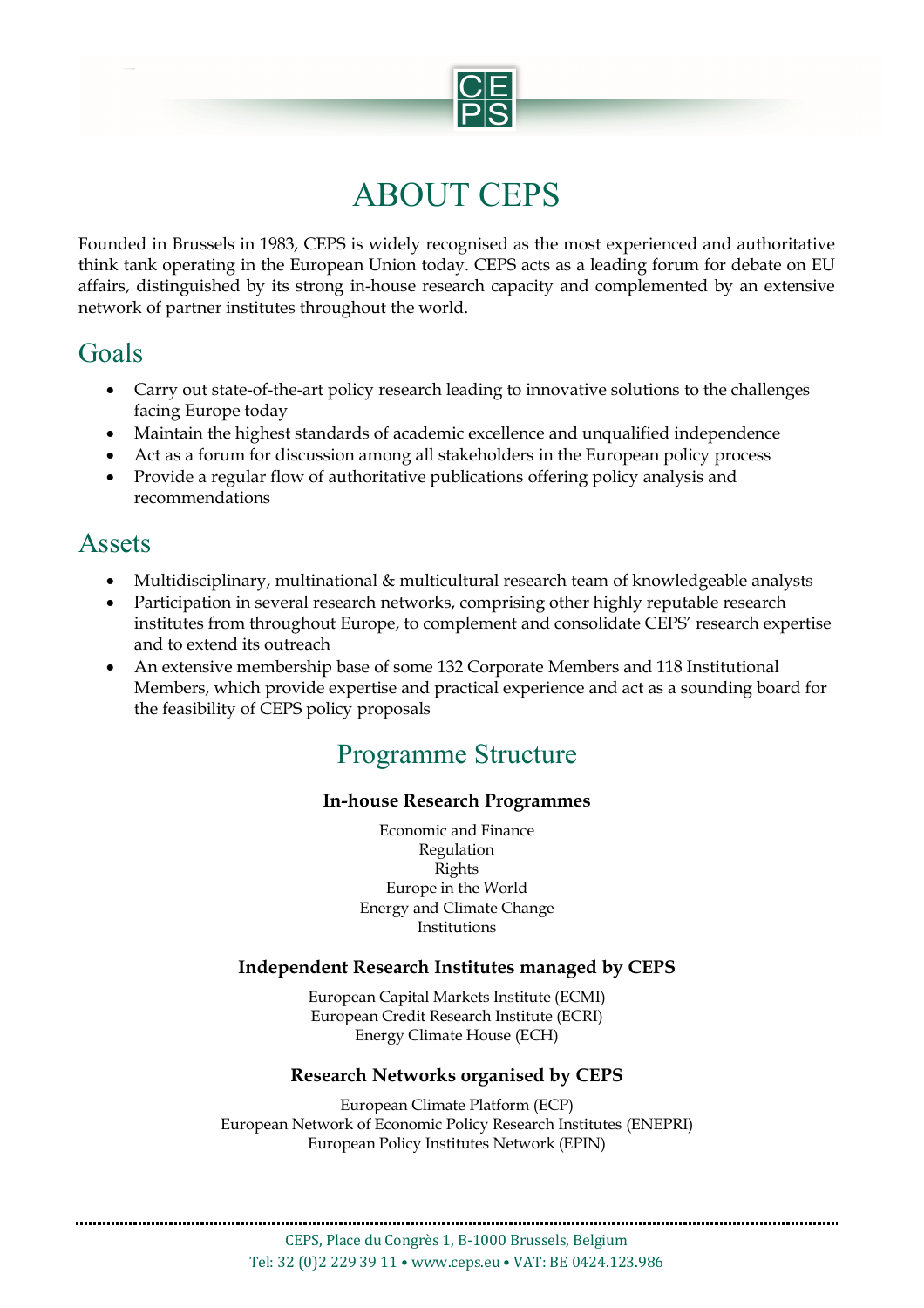# ABOUT CEPS

Founded in Brussels in 1983, CEPS is widely recognised as the most experienced and authoritative think tank operating in the European Union today. CEPS acts as a leading forum for debate on EU affairs, distinguished by its strong in-house research capacity and complemented by an extensive network of partner institutes throughout the world.

## Goals

- Carry out state-of-the-art policy research leading to innovative solutions to the challenges facing Europe today
- Maintain the highest standards of academic excellence and unqualified independence
- Act as a forum for discussion among all stakeholders in the European policy process
- Provide a regular flow of authoritative publications offering policy analysis and recommendations

## Assets

- Multidisciplinary, multinational & multicultural research team of knowledgeable analysts
- Participation in several research networks, comprising other highly reputable research institutes from throughout Europe, to complement and consolidate CEPS' research expertise and to extend its outreach
- An extensive membership base of some 132 Corporate Members and 118 Institutional Members, which provide expertise and practical experience and act as a sounding board for the feasibility of CEPS policy proposals

## Programme Structure

### In-house Research Programmes

Economic and Finance
Regulation
Rights
Europe in the World
Energy and Climate Change
Institutions

### Independent Research Institutes managed by CEPS

European Capital Markets Institute (ECMI)
European Credit Research Institute (ECRI)
Energy Climate House (ECH)

### Research Networks organised by CEPS

European Climate Platform (ECP)
European Network of Economic Policy Research Institutes (ENEPRI)
European Policy Institutes Network (EPIN)

CEPS, Place du Congrès 1, B-1000 Brussels, Belgium
Tel: 32 (0)2 229 39 11 • www.ceps.eu • VAT: BE 0424.123.986